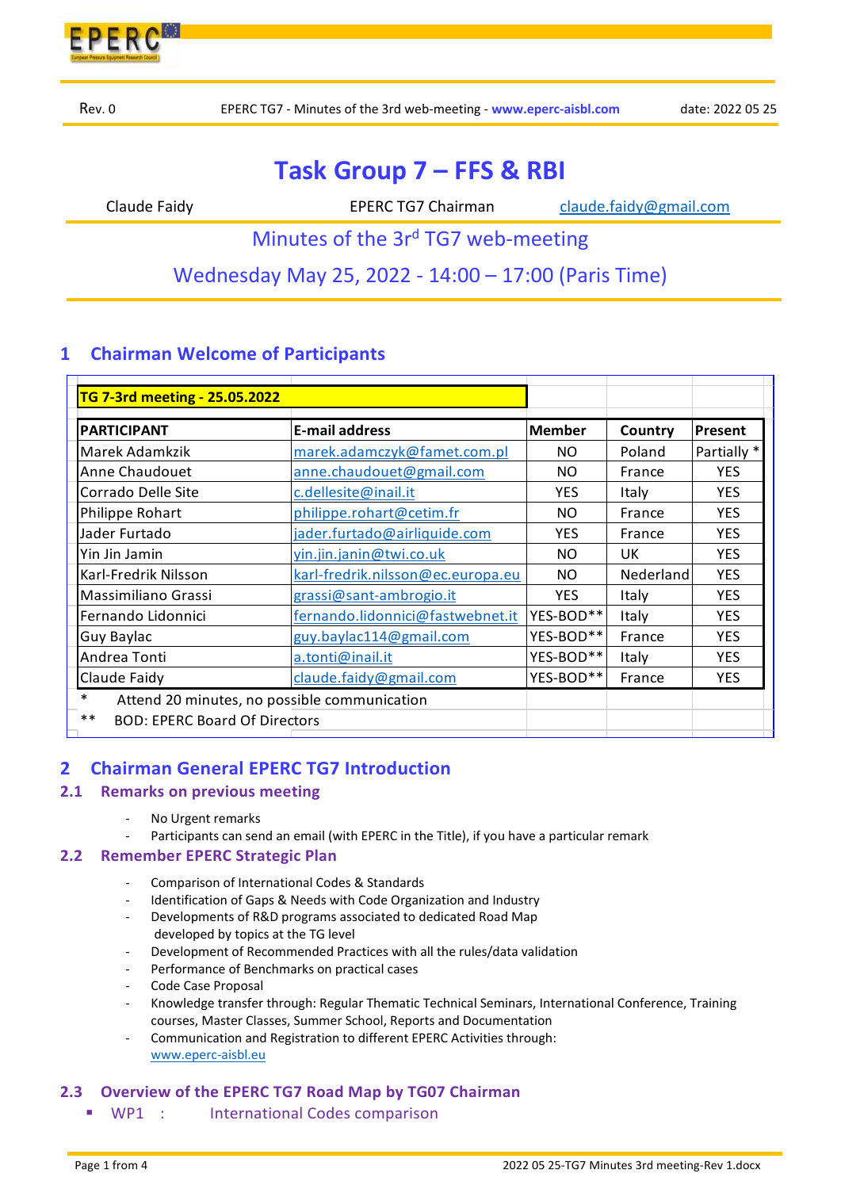# Task Group 7 – FFS & RBI

Claude Faidy EPERC TG7 Chairman claude.faidy@gmail.com

Minutes of the 3rd TG7 web-meeting

Wednesday May 25, 2022 - 14:00 – 17:00 (Paris Time)

## 1 Chairman Welcome of Participants

**TG 7-3rd meeting - 25.05.2022**

| PARTICIPANT | E-mail address | Member | Country | Present |
|---|---|---|---|---|
| Marek Adamkzik | marek.adamczyk@famet.com.pl | NO | Poland | Partially * |
| Anne Chaudouet | anne.chaudouet@gmail.com | NO | France | YES |
| Corrado Delle Site | c.dellesite@inail.it | YES | Italy | YES |
| Philippe Rohart | philippe.rohart@cetim.fr | NO | France | YES |
| Jader Furtado | jader.furtado@airliquide.com | YES | France | YES |
| Yin Jin Jamin | yin.jin.janin@twi.co.uk | NO | UK | YES |
| Karl-Fredrik Nilsson | karl-fredrik.nilsson@ec.europa.eu | NO | Nederland | YES |
| Massimiliano Grassi | grassi@sant-ambrogio.it | YES | Italy | YES |
| Fernando Lidonnici | fernando.lidonnici@fastwebnet.it | YES-BOD** | Italy | YES |
| Guy Baylac | guy.baylac114@gmail.com | YES-BOD** | France | YES |
| Andrea Tonti | a.tonti@inail.it | YES-BOD** | Italy | YES |
| Claude Faidy | claude.faidy@gmail.com | YES-BOD** | France | YES |

\* Attend 20 minutes, no possible communication

\*\* BOD: EPERC Board Of Directors

## 2 Chairman General EPERC TG7 Introduction

### 2.1 Remarks on previous meeting

- No Urgent remarks
- Participants can send an email (with EPERC in the Title), if you have a particular remark

### 2.2 Remember EPERC Strategic Plan

- Comparison of International Codes & Standards
- Identification of Gaps & Needs with Code Organization and Industry
- Developments of R&D programs associated to dedicated Road Map developed by topics at the TG level
- Development of Recommended Practices with all the rules/data validation
- Performance of Benchmarks on practical cases
- Code Case Proposal
- Knowledge transfer through: Regular Thematic Technical Seminars, International Conference, Training courses, Master Classes, Summer School, Reports and Documentation
- Communication and Registration to different EPERC Activities through: www.eperc-aisbl.eu

### 2.3 Overview of the EPERC TG7 Road Map by TG07 Chairman

- WP1 : International Codes comparison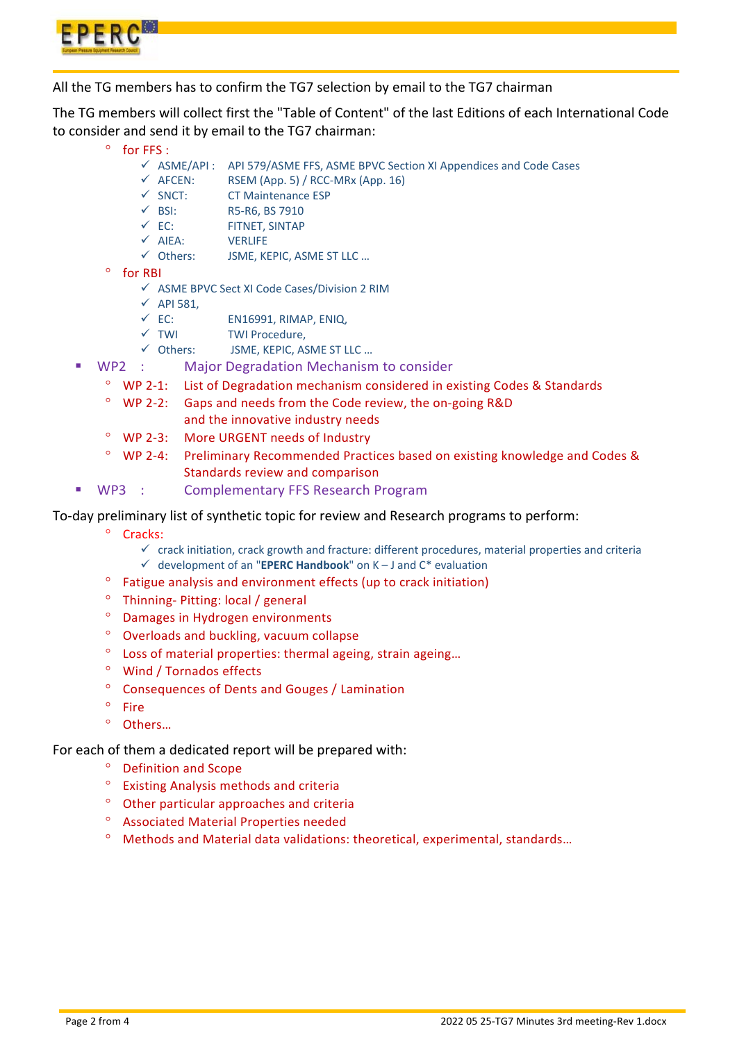All the TG members has to confirm the TG7 selection by email to the TG7 chairman

The TG members will collect first the "Table of Content" of the last Editions of each International Code to consider and send it by email to the TG7 chairman:

- for FFS :
  - ✓ ASME/API : API 579/ASME FFS, ASME BPVC Section XI Appendices and Code Cases
  - ✓ AFCEN: RSEM (App. 5) / RCC-MRx (App. 16)
  - ✓ SNCT: CT Maintenance ESP
  - ✓ BSI: R5-R6, BS 7910
  - ✓ EC: FITNET, SINTAP
  - ✓ AIEA: VERLIFE
  - ✓ Others: JSME, KEPIC, ASME ST LLC …
- for RBI
  - ✓ ASME BPVC Sect XI Code Cases/Division 2 RIM
  - ✓ API 581,
  - ✓ EC: EN16991, RIMAP, ENIQ,
  - ✓ TWI TWI Procedure,
  - ✓ Others: JSME, KEPIC, ASME ST LLC …

- WP2 : Major Degradation Mechanism to consider
  - WP 2-1: List of Degradation mechanism considered in existing Codes & Standards
  - WP 2-2: Gaps and needs from the Code review, the on-going R&D and the innovative industry needs
  - WP 2-3: More URGENT needs of Industry
  - WP 2-4: Preliminary Recommended Practices based on existing knowledge and Codes & Standards review and comparison
- WP3 : Complementary FFS Research Program

To-day preliminary list of synthetic topic for review and Research programs to perform:

- Cracks:
  - ✓ crack initiation, crack growth and fracture: different procedures, material properties and criteria
  - ✓ development of an "**EPERC Handbook**" on K – J and C* evaluation
- Fatigue analysis and environment effects (up to crack initiation)
- Thinning- Pitting: local / general
- Damages in Hydrogen environments
- Overloads and buckling, vacuum collapse
- Loss of material properties: thermal ageing, strain ageing…
- Wind / Tornados effects
- Consequences of Dents and Gouges / Lamination
- Fire
- Others…

For each of them a dedicated report will be prepared with:

- Definition and Scope
- Existing Analysis methods and criteria
- Other particular approaches and criteria
- Associated Material Properties needed
- Methods and Material data validations: theoretical, experimental, standards…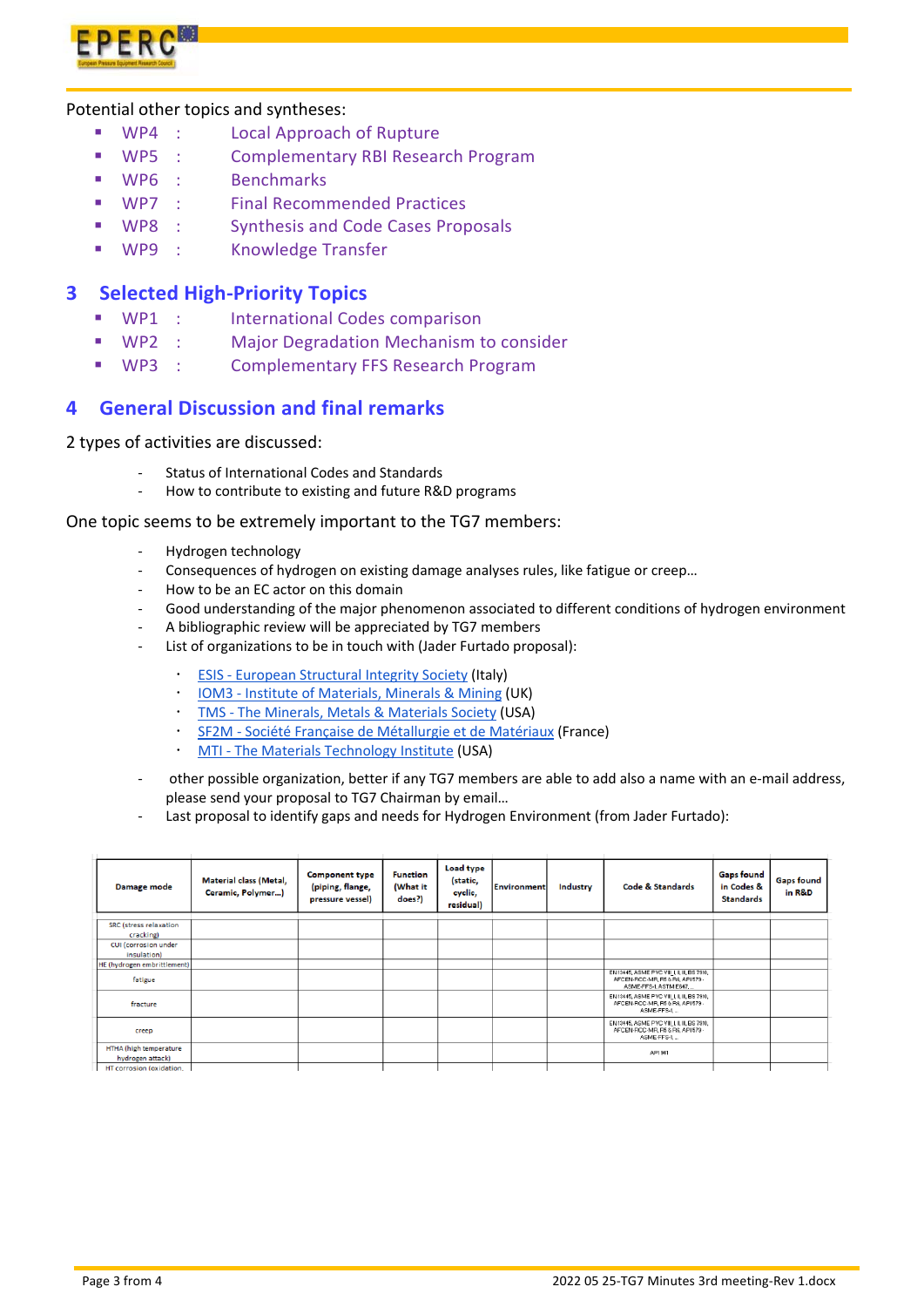Potential other topics and syntheses:

- WP4 : Local Approach of Rupture
- WP5 : Complementary RBI Research Program
- WP6 : Benchmarks
- WP7 : Final Recommended Practices
- WP8 : Synthesis and Code Cases Proposals
- WP9 : Knowledge Transfer

## 3 Selected High-Priority Topics

- WP1 : International Codes comparison
- WP2 : Major Degradation Mechanism to consider
- WP3 : Complementary FFS Research Program

## 4 General Discussion and final remarks

2 types of activities are discussed:

- Status of International Codes and Standards
- How to contribute to existing and future R&D programs

One topic seems to be extremely important to the TG7 members:

- Hydrogen technology
- Consequences of hydrogen on existing damage analyses rules, like fatigue or creep…
- How to be an EC actor on this domain
- Good understanding of the major phenomenon associated to different conditions of hydrogen environment
- A bibliographic review will be appreciated by TG7 members
- List of organizations to be in touch with (Jader Furtado proposal):
  - ESIS - European Structural Integrity Society (Italy)
  - IOM3 - Institute of Materials, Minerals & Mining (UK)
  - TMS - The Minerals, Metals & Materials Society (USA)
  - SF2M - Société Française de Métallurgie et de Matériaux (France)
  - MTI - The Materials Technology Institute (USA)
- other possible organization, better if any TG7 members are able to add also a name with an e-mail address, please send your proposal to TG7 Chairman by email…
- Last proposal to identify gaps and needs for Hydrogen Environment (from Jader Furtado):

| Damage mode | Material class (Metal, Ceramic, Polymer…) | Component type (piping, flange, pressure vessel) | Function (What it does?) | Load type (static, cyclic, residual) | Environment | Industry | Code & Standards | Gaps found in Codes & Standards | Gaps found in R&D |
|---|---|---|---|---|---|---|---|---|---|
| SRC (stress relaxation cracking) | | | | | | | | | |
| CUI (corrosion under insulation) | | | | | | | | | |
| HE (hydrogen embrittlement) | | | | | | | | | |
| fatigue | | | | | | | EN13445, ASME PVC VIII, I, II, III, BS 7910, AFCEN-RCC-MR, R5 & R6, API579 - ASME-FFS-1, ASTM E647… | | |
| fracture | | | | | | | EN13445, ASME PVC VIII, I, II, III, BS 7910, AFCEN-RCC-MR, R5 & R6, API579 - ASME-FFS-1… | | |
| creep | | | | | | | EN13445, ASME PVC VIII, I, II, III, BS 7910, AFCEN-RCC-MR, R5 & R6, API579 - ASME-FFS-1… | | |
| HTHA (high temperature hydrogen attack) | | | | | | | API 941 | | |
| HT corrosion (oxidation… | | | | | | | | | |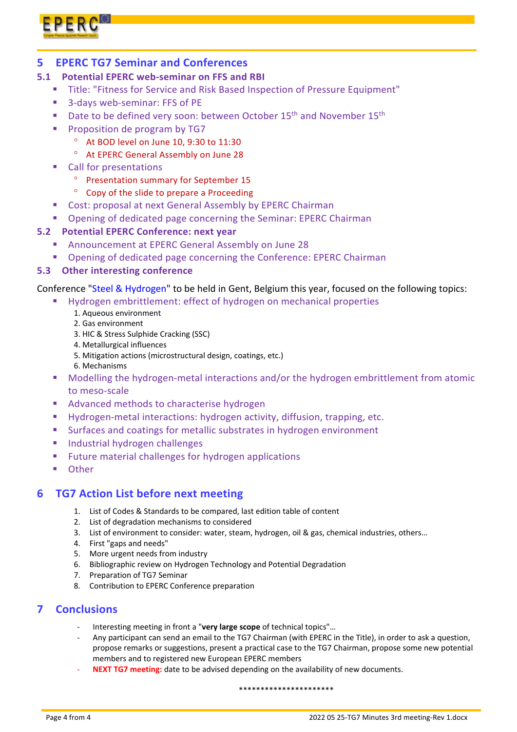# 5 EPERC TG7 Seminar and Conferences

## 5.1 Potential EPERC web-seminar on FFS and RBI

- Title: "Fitness for Service and Risk Based Inspection of Pressure Equipment"
- 3-days web-seminar: FFS of PE
- Date to be defined very soon: between October 15th and November 15th
- Proposition de program by TG7
  - At BOD level on June 10, 9:30 to 11:30
  - At EPERC General Assembly on June 28
- Call for presentations
  - Presentation summary for September 15
  - Copy of the slide to prepare a Proceeding
- Cost: proposal at next General Assembly by EPERC Chairman
- Opening of dedicated page concerning the Seminar: EPERC Chairman

## 5.2 Potential EPERC Conference: next year

- Announcement at EPERC General Assembly on June 28
- Opening of dedicated page concerning the Conference: EPERC Chairman

## 5.3 Other interesting conference

Conference "Steel & Hydrogen" to be held in Gent, Belgium this year, focused on the following topics:

- Hydrogen embrittlement: effect of hydrogen on mechanical properties
  1. Aqueous environment
  2. Gas environment
  3. HIC & Stress Sulphide Cracking (SSC)
  4. Metallurgical influences
  5. Mitigation actions (microstructural design, coatings, etc.)
  6. Mechanisms
- Modelling the hydrogen-metal interactions and/or the hydrogen embrittlement from atomic to meso-scale
- Advanced methods to characterise hydrogen
- Hydrogen-metal interactions: hydrogen activity, diffusion, trapping, etc.
- Surfaces and coatings for metallic substrates in hydrogen environment
- Industrial hydrogen challenges
- Future material challenges for hydrogen applications
- Other

# 6 TG7 Action List before next meeting

1. List of Codes & Standards to be compared, last edition table of content
2. List of degradation mechanisms to considered
3. List of environment to consider: water, steam, hydrogen, oil & gas, chemical industries, others…
4. First "gaps and needs"
5. More urgent needs from industry
6. Bibliographic review on Hydrogen Technology and Potential Degradation
7. Preparation of TG7 Seminar
8. Contribution to EPERC Conference preparation

# 7 Conclusions

- Interesting meeting in front a "**very large scope** of technical topics"…
- Any participant can send an email to the TG7 Chairman (with EPERC in the Title), in order to ask a question, propose remarks or suggestions, present a practical case to the TG7 Chairman, propose some new potential members and to registered new European EPERC members
- **NEXT TG7 meeting:** date to be advised depending on the availability of new documents.

*********************